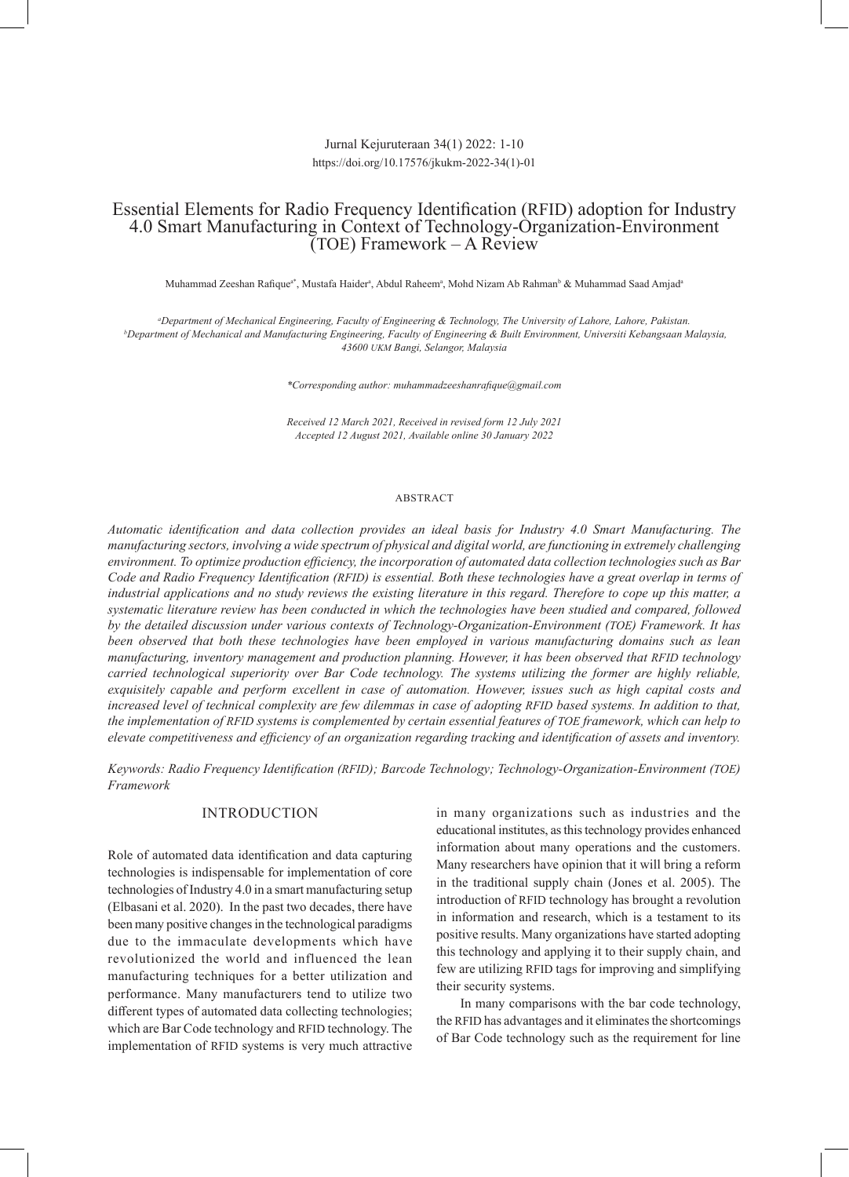Jurnal Kejuruteraan 34(1) 2022: 1-10
https://doi.org/10.17576/jkukm-2022-34(1)-01

# Essential Elements for Radio Frequency Identification (RFID) adoption for Industry 4.0 Smart Manufacturing in Context of Technology-Organization-Environment (TOE) Framework – A Review

Muhammad Zeeshan Rafique[a*], Mustafa Haider[a], Abdul Raheem[a], Mohd Nizam Ab Rahman[b] & Muhammad Saad Amjad[a]

[a]*Department of Mechanical Engineering, Faculty of Engineering & Technology, The University of Lahore, Lahore, Pakistan.*
[b]*Department of Mechanical and Manufacturing Engineering, Faculty of Engineering & Built Environment, Universiti Kebangsaan Malaysia, 43600 UKM Bangi, Selangor, Malaysia*

*\*Corresponding author: muhammadzeeshanrafique@gmail.com*

*Received 12 March 2021, Received in revised form 12 July 2021*
*Accepted 12 August 2021, Available online 30 January 2022*

## ABSTRACT

*Automatic identification and data collection provides an ideal basis for Industry 4.0 Smart Manufacturing. The manufacturing sectors, involving a wide spectrum of physical and digital world, are functioning in extremely challenging environment. To optimize production efficiency, the incorporation of automated data collection technologies such as Bar Code and Radio Frequency Identification (RFID) is essential. Both these technologies have a great overlap in terms of industrial applications and no study reviews the existing literature in this regard. Therefore to cope up this matter, a systematic literature review has been conducted in which the technologies have been studied and compared, followed by the detailed discussion under various contexts of Technology-Organization-Environment (TOE) Framework. It has been observed that both these technologies have been employed in various manufacturing domains such as lean manufacturing, inventory management and production planning. However, it has been observed that RFID technology carried technological superiority over Bar Code technology. The systems utilizing the former are highly reliable, exquisitely capable and perform excellent in case of automation. However, issues such as high capital costs and increased level of technical complexity are few dilemmas in case of adopting RFID based systems. In addition to that, the implementation of RFID systems is complemented by certain essential features of TOE framework, which can help to elevate competitiveness and efficiency of an organization regarding tracking and identification of assets and inventory.*

*Keywords: Radio Frequency Identification (RFID); Barcode Technology; Technology-Organization-Environment (TOE) Framework*

## INTRODUCTION

Role of automated data identification and data capturing technologies is indispensable for implementation of core technologies of Industry 4.0 in a smart manufacturing setup (Elbasani et al. 2020). In the past two decades, there have been many positive changes in the technological paradigms due to the immaculate developments which have revolutionized the world and influenced the lean manufacturing techniques for a better utilization and performance. Many manufacturers tend to utilize two different types of automated data collecting technologies; which are Bar Code technology and RFID technology. The implementation of RFID systems is very much attractive in many organizations such as industries and the educational institutes, as this technology provides enhanced information about many operations and the customers. Many researchers have opinion that it will bring a reform in the traditional supply chain (Jones et al. 2005). The introduction of RFID technology has brought a revolution in information and research, which is a testament to its positive results. Many organizations have started adopting this technology and applying it to their supply chain, and few are utilizing RFID tags for improving and simplifying their security systems.

In many comparisons with the bar code technology, the RFID has advantages and it eliminates the shortcomings of Bar Code technology such as the requirement for line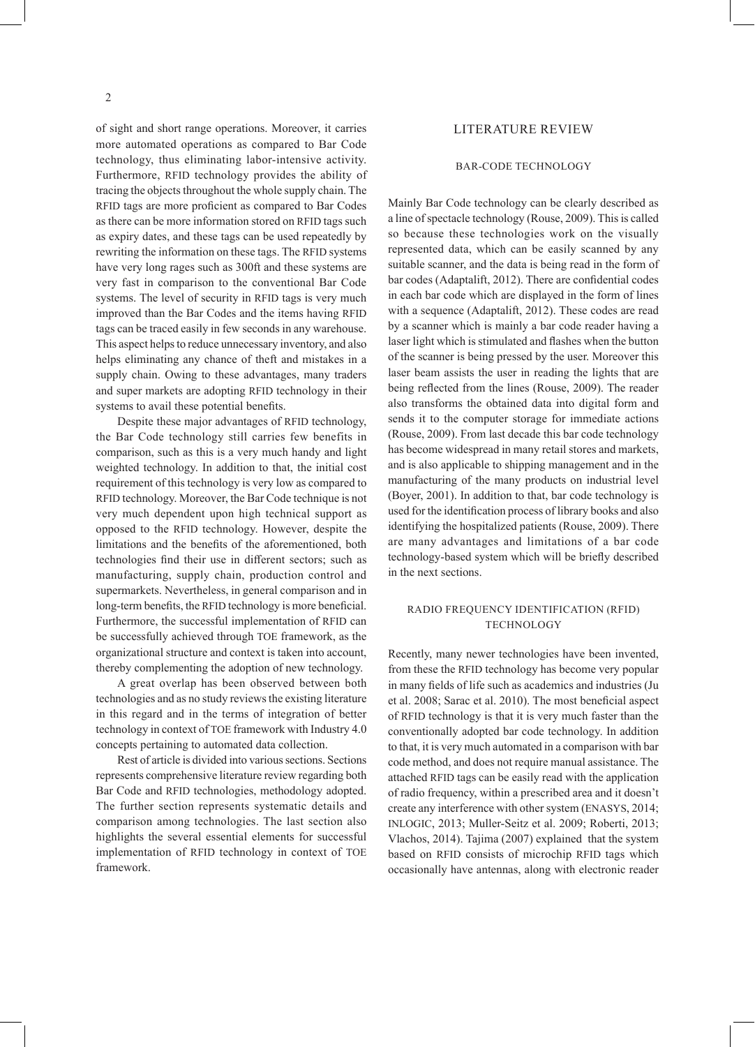of sight and short range operations. Moreover, it carries more automated operations as compared to Bar Code technology, thus eliminating labor-intensive activity. Furthermore, RFID technology provides the ability of tracing the objects throughout the whole supply chain. The RFID tags are more proficient as compared to Bar Codes as there can be more information stored on RFID tags such as expiry dates, and these tags can be used repeatedly by rewriting the information on these tags. The RFID systems have very long rages such as 300ft and these systems are very fast in comparison to the conventional Bar Code systems. The level of security in RFID tags is very much improved than the Bar Codes and the items having RFID tags can be traced easily in few seconds in any warehouse. This aspect helps to reduce unnecessary inventory, and also helps eliminating any chance of theft and mistakes in a supply chain. Owing to these advantages, many traders and super markets are adopting RFID technology in their systems to avail these potential benefits.

Despite these major advantages of RFID technology, the Bar Code technology still carries few benefits in comparison, such as this is a very much handy and light weighted technology. In addition to that, the initial cost requirement of this technology is very low as compared to RFID technology. Moreover, the Bar Code technique is not very much dependent upon high technical support as opposed to the RFID technology. However, despite the limitations and the benefits of the aforementioned, both technologies find their use in different sectors; such as manufacturing, supply chain, production control and supermarkets. Nevertheless, in general comparison and in long-term benefits, the RFID technology is more beneficial. Furthermore, the successful implementation of RFID can be successfully achieved through TOE framework, as the organizational structure and context is taken into account, thereby complementing the adoption of new technology.

A great overlap has been observed between both technologies and as no study reviews the existing literature in this regard and in the terms of integration of better technology in context of TOE framework with Industry 4.0 concepts pertaining to automated data collection.

Rest of article is divided into various sections. Sections represents comprehensive literature review regarding both Bar Code and RFID technologies, methodology adopted. The further section represents systematic details and comparison among technologies. The last section also highlights the several essential elements for successful implementation of RFID technology in context of TOE framework.

# LITERATURE REVIEW

## BAR-CODE TECHNOLOGY

Mainly Bar Code technology can be clearly described as a line of spectacle technology (Rouse, 2009). This is called so because these technologies work on the visually represented data, which can be easily scanned by any suitable scanner, and the data is being read in the form of bar codes (Adaptalift, 2012). There are confidential codes in each bar code which are displayed in the form of lines with a sequence (Adaptalift, 2012). These codes are read by a scanner which is mainly a bar code reader having a laser light which is stimulated and flashes when the button of the scanner is being pressed by the user. Moreover this laser beam assists the user in reading the lights that are being reflected from the lines (Rouse, 2009). The reader also transforms the obtained data into digital form and sends it to the computer storage for immediate actions (Rouse, 2009). From last decade this bar code technology has become widespread in many retail stores and markets, and is also applicable to shipping management and in the manufacturing of the many products on industrial level (Boyer, 2001). In addition to that, bar code technology is used for the identification process of library books and also identifying the hospitalized patients (Rouse, 2009). There are many advantages and limitations of a bar code technology-based system which will be briefly described in the next sections.

## RADIO FREQUENCY IDENTIFICATION (RFID) TECHNOLOGY

Recently, many newer technologies have been invented, from these the RFID technology has become very popular in many fields of life such as academics and industries (Ju et al. 2008; Sarac et al. 2010). The most beneficial aspect of RFID technology is that it is very much faster than the conventionally adopted bar code technology. In addition to that, it is very much automated in a comparison with bar code method, and does not require manual assistance. The attached RFID tags can be easily read with the application of radio frequency, within a prescribed area and it doesn't create any interference with other system (ENASYS, 2014; INLOGIC, 2013; Muller-Seitz et al. 2009; Roberti, 2013; Vlachos, 2014). Tajima (2007) explained that the system based on RFID consists of microchip RFID tags which occasionally have antennas, along with electronic reader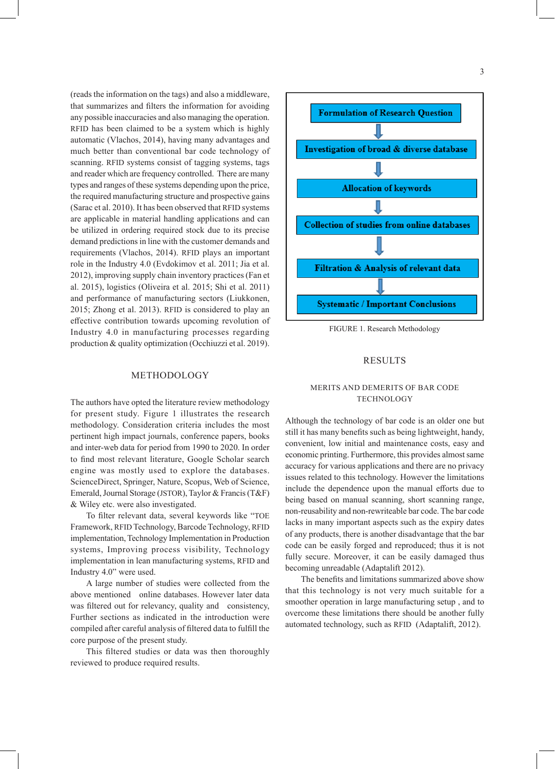(reads the information on the tags) and also a middleware, that summarizes and filters the information for avoiding any possible inaccuracies and also managing the operation. RFID has been claimed to be a system which is highly automatic (Vlachos, 2014), having many advantages and much better than conventional bar code technology of scanning. RFID systems consist of tagging systems, tags and reader which are frequency controlled. There are many types and ranges of these systems depending upon the price, the required manufacturing structure and prospective gains (Sarac et al. 2010). It has been observed that RFID systems are applicable in material handling applications and can be utilized in ordering required stock due to its precise demand predictions in line with the customer demands and requirements (Vlachos, 2014). RFID plays an important role in the Industry 4.0 (Evdokimov et al. 2011; Jia et al. 2012), improving supply chain inventory practices (Fan et al. 2015), logistics (Oliveira et al. 2015; Shi et al. 2011) and performance of manufacturing sectors (Liukkonen, 2015; Zhong et al. 2013). RFID is considered to play an effective contribution towards upcoming revolution of Industry 4.0 in manufacturing processes regarding production & quality optimization (Occhiuzzi et al. 2019).

## METHODOLOGY

The authors have opted the literature review methodology for present study. Figure 1 illustrates the research methodology. Consideration criteria includes the most pertinent high impact journals, conference papers, books and inter-web data for period from 1990 to 2020. In order to find most relevant literature, Google Scholar search engine was mostly used to explore the databases. ScienceDirect, Springer, Nature, Scopus, Web of Science, Emerald, Journal Storage (JSTOR), Taylor & Francis (T&F) & Wiley etc. were also investigated.

To filter relevant data, several keywords like "TOE Framework, RFID Technology, Barcode Technology, RFID implementation, Technology Implementation in Production systems, Improving process visibility, Technology implementation in lean manufacturing systems, RFID and Industry 4.0" were used.

A large number of studies were collected from the above mentioned online databases. However later data was filtered out for relevancy, quality and consistency, Further sections as indicated in the introduction were compiled after careful analysis of filtered data to fulfill the core purpose of the present study.

This filtered studies or data was then thoroughly reviewed to produce required results.

**Formulation of Research Question**
↓
**Investigation of broad & diverse database**
↓
**Allocation of keywords**
↓
**Collection of studies from online databases**
↓
**Filtration & Analysis of relevant data**
↓
**Systematic / Important Conclusions**

FIGURE 1. Research Methodology

## RESULTS

### MERITS AND DEMERITS OF BAR CODE TECHNOLOGY

Although the technology of bar code is an older one but still it has many benefits such as being lightweight, handy, convenient, low initial and maintenance costs, easy and economic printing. Furthermore, this provides almost same accuracy for various applications and there are no privacy issues related to this technology. However the limitations include the dependence upon the manual efforts due to being based on manual scanning, short scanning range, non-reusability and non-rewriteable bar code. The bar code lacks in many important aspects such as the expiry dates of any products, there is another disadvantage that the bar code can be easily forged and reproduced; thus it is not fully secure. Moreover, it can be easily damaged thus becoming unreadable (Adaptalift 2012).

The benefits and limitations summarized above show that this technology is not very much suitable for a smoother operation in large manufacturing setup , and to overcome these limitations there should be another fully automated technology, such as RFID (Adaptalift, 2012).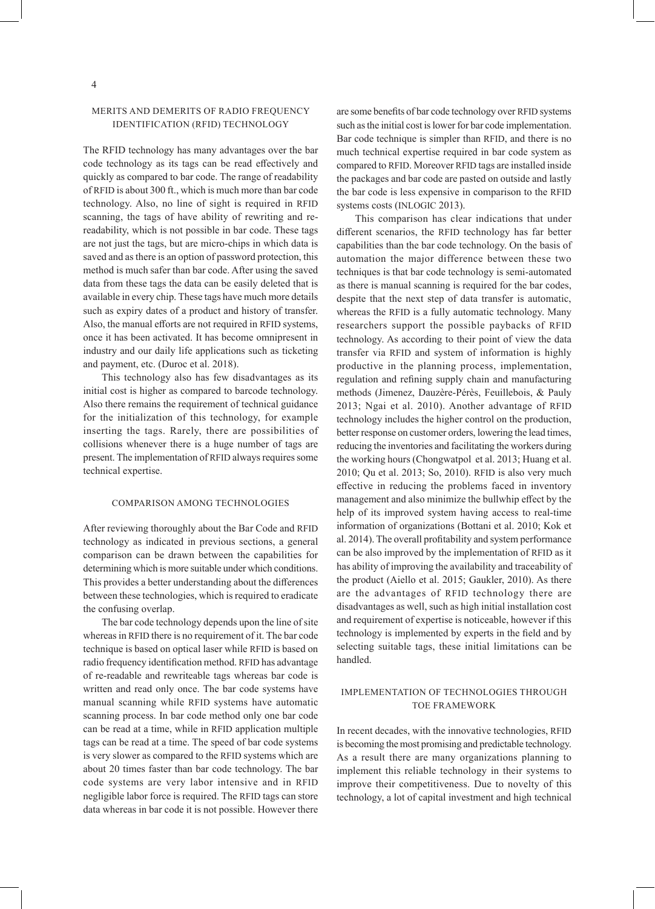## MERITS AND DEMERITS OF RADIO FREQUENCY IDENTIFICATION (RFID) TECHNOLOGY

The RFID technology has many advantages over the bar code technology as its tags can be read effectively and quickly as compared to bar code. The range of readability of RFID is about 300 ft., which is much more than bar code technology. Also, no line of sight is required in RFID scanning, the tags of have ability of rewriting and re-readability, which is not possible in bar code. These tags are not just the tags, but are micro-chips in which data is saved and as there is an option of password protection, this method is much safer than bar code. After using the saved data from these tags the data can be easily deleted that is available in every chip. These tags have much more details such as expiry dates of a product and history of transfer. Also, the manual efforts are not required in RFID systems, once it has been activated. It has become omnipresent in industry and our daily life applications such as ticketing and payment, etc. (Duroc et al. 2018).

This technology also has few disadvantages as its initial cost is higher as compared to barcode technology. Also there remains the requirement of technical guidance for the initialization of this technology, for example inserting the tags. Rarely, there are possibilities of collisions whenever there is a huge number of tags are present. The implementation of RFID always requires some technical expertise.

## COMPARISON AMONG TECHNOLOGIES

After reviewing thoroughly about the Bar Code and RFID technology as indicated in previous sections, a general comparison can be drawn between the capabilities for determining which is more suitable under which conditions. This provides a better understanding about the differences between these technologies, which is required to eradicate the confusing overlap.

The bar code technology depends upon the line of site whereas in RFID there is no requirement of it. The bar code technique is based on optical laser while RFID is based on radio frequency identification method. RFID has advantage of re-readable and rewriteable tags whereas bar code is written and read only once. The bar code systems have manual scanning while RFID systems have automatic scanning process. In bar code method only one bar code can be read at a time, while in RFID application multiple tags can be read at a time. The speed of bar code systems is very slower as compared to the RFID systems which are about 20 times faster than bar code technology. The bar code systems are very labor intensive and in RFID negligible labor force is required. The RFID tags can store data whereas in bar code it is not possible. However there are some benefits of bar code technology over RFID systems such as the initial cost is lower for bar code implementation. Bar code technique is simpler than RFID, and there is no much technical expertise required in bar code system as compared to RFID. Moreover RFID tags are installed inside the packages and bar code are pasted on outside and lastly the bar code is less expensive in comparison to the RFID systems costs (INLOGIC 2013).

This comparison has clear indications that under different scenarios, the RFID technology has far better capabilities than the bar code technology. On the basis of automation the major difference between these two techniques is that bar code technology is semi-automated as there is manual scanning is required for the bar codes, despite that the next step of data transfer is automatic, whereas the RFID is a fully automatic technology. Many researchers support the possible paybacks of RFID technology. As according to their point of view the data transfer via RFID and system of information is highly productive in the planning process, implementation, regulation and refining supply chain and manufacturing methods (Jimenez, Dauzère-Pérès, Feuillebois, & Pauly 2013; Ngai et al. 2010). Another advantage of RFID technology includes the higher control on the production, better response on customer orders, lowering the lead times, reducing the inventories and facilitating the workers during the working hours (Chongwatpol et al. 2013; Huang et al. 2010; Qu et al. 2013; So, 2010). RFID is also very much effective in reducing the problems faced in inventory management and also minimize the bullwhip effect by the help of its improved system having access to real-time information of organizations (Bottani et al. 2010; Kok et al. 2014). The overall profitability and system performance can be also improved by the implementation of RFID as it has ability of improving the availability and traceability of the product (Aiello et al. 2015; Gaukler, 2010). As there are the advantages of RFID technology there are disadvantages as well, such as high initial installation cost and requirement of expertise is noticeable, however if this technology is implemented by experts in the field and by selecting suitable tags, these initial limitations can be handled.

## IMPLEMENTATION OF TECHNOLOGIES THROUGH TOE FRAMEWORK

In recent decades, with the innovative technologies, RFID is becoming the most promising and predictable technology. As a result there are many organizations planning to implement this reliable technology in their systems to improve their competitiveness. Due to novelty of this technology, a lot of capital investment and high technical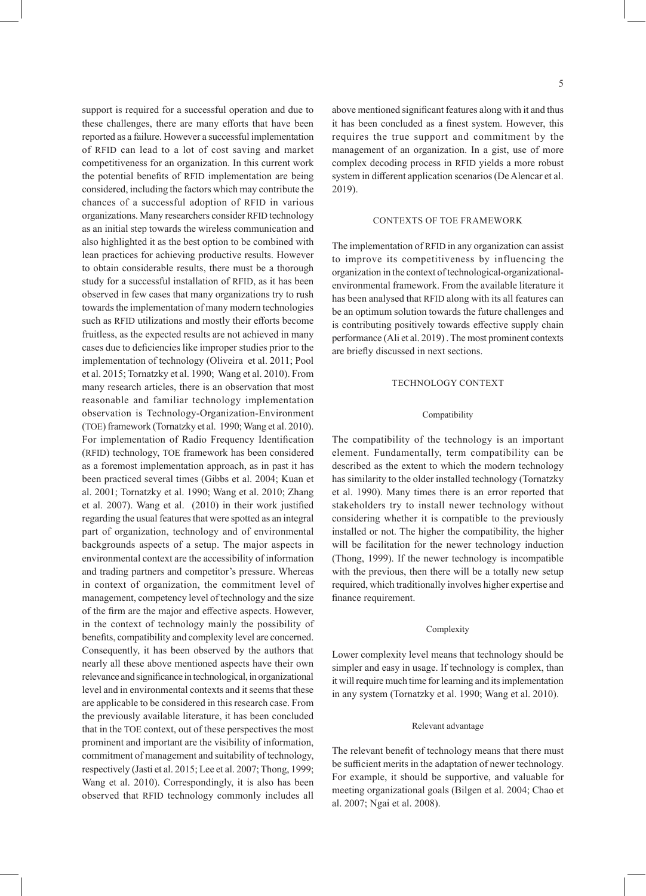support is required for a successful operation and due to these challenges, there are many efforts that have been reported as a failure. However a successful implementation of RFID can lead to a lot of cost saving and market competitiveness for an organization. In this current work the potential benefits of RFID implementation are being considered, including the factors which may contribute the chances of a successful adoption of RFID in various organizations. Many researchers consider RFID technology as an initial step towards the wireless communication and also highlighted it as the best option to be combined with lean practices for achieving productive results. However to obtain considerable results, there must be a thorough study for a successful installation of RFID, as it has been observed in few cases that many organizations try to rush towards the implementation of many modern technologies such as RFID utilizations and mostly their efforts become fruitless, as the expected results are not achieved in many cases due to deficiencies like improper studies prior to the implementation of technology (Oliveira et al. 2011; Pool et al. 2015; Tornatzky et al. 1990; Wang et al. 2010). From many research articles, there is an observation that most reasonable and familiar technology implementation observation is Technology-Organization-Environment (TOE) framework (Tornatzky et al. 1990; Wang et al. 2010). For implementation of Radio Frequency Identification (RFID) technology, TOE framework has been considered as a foremost implementation approach, as in past it has been practiced several times (Gibbs et al. 2004; Kuan et al. 2001; Tornatzky et al. 1990; Wang et al. 2010; Zhang et al. 2007). Wang et al. (2010) in their work justified regarding the usual features that were spotted as an integral part of organization, technology and of environmental backgrounds aspects of a setup. The major aspects in environmental context are the accessibility of information and trading partners and competitor's pressure. Whereas in context of organization, the commitment level of management, competency level of technology and the size of the firm are the major and effective aspects. However, in the context of technology mainly the possibility of benefits, compatibility and complexity level are concerned. Consequently, it has been observed by the authors that nearly all these above mentioned aspects have their own relevance and significance in technological, in organizational level and in environmental contexts and it seems that these are applicable to be considered in this research case. From the previously available literature, it has been concluded that in the TOE context, out of these perspectives the most prominent and important are the visibility of information, commitment of management and suitability of technology, respectively (Jasti et al. 2015; Lee et al. 2007; Thong, 1999; Wang et al. 2010). Correspondingly, it is also has been observed that RFID technology commonly includes all above mentioned significant features along with it and thus it has been concluded as a finest system. However, this requires the true support and commitment by the management of an organization. In a gist, use of more complex decoding process in RFID yields a more robust system in different application scenarios (De Alencar et al. 2019).

## CONTEXTS OF TOE FRAMEWORK

The implementation of RFID in any organization can assist to improve its competitiveness by influencing the organization in the context of technological-organizational-environmental framework. From the available literature it has been analysed that RFID along with its all features can be an optimum solution towards the future challenges and is contributing positively towards effective supply chain performance (Ali et al. 2019) . The most prominent contexts are briefly discussed in next sections.

## TECHNOLOGY CONTEXT

### Compatibility

The compatibility of the technology is an important element. Fundamentally, term compatibility can be described as the extent to which the modern technology has similarity to the older installed technology (Tornatzky et al. 1990). Many times there is an error reported that stakeholders try to install newer technology without considering whether it is compatible to the previously installed or not. The higher the compatibility, the higher will be facilitation for the newer technology induction (Thong, 1999). If the newer technology is incompatible with the previous, then there will be a totally new setup required, which traditionally involves higher expertise and finance requirement.

### Complexity

Lower complexity level means that technology should be simpler and easy in usage. If technology is complex, than it will require much time for learning and its implementation in any system (Tornatzky et al. 1990; Wang et al. 2010).

### Relevant advantage

The relevant benefit of technology means that there must be sufficient merits in the adaptation of newer technology. For example, it should be supportive, and valuable for meeting organizational goals (Bilgen et al. 2004; Chao et al. 2007; Ngai et al. 2008).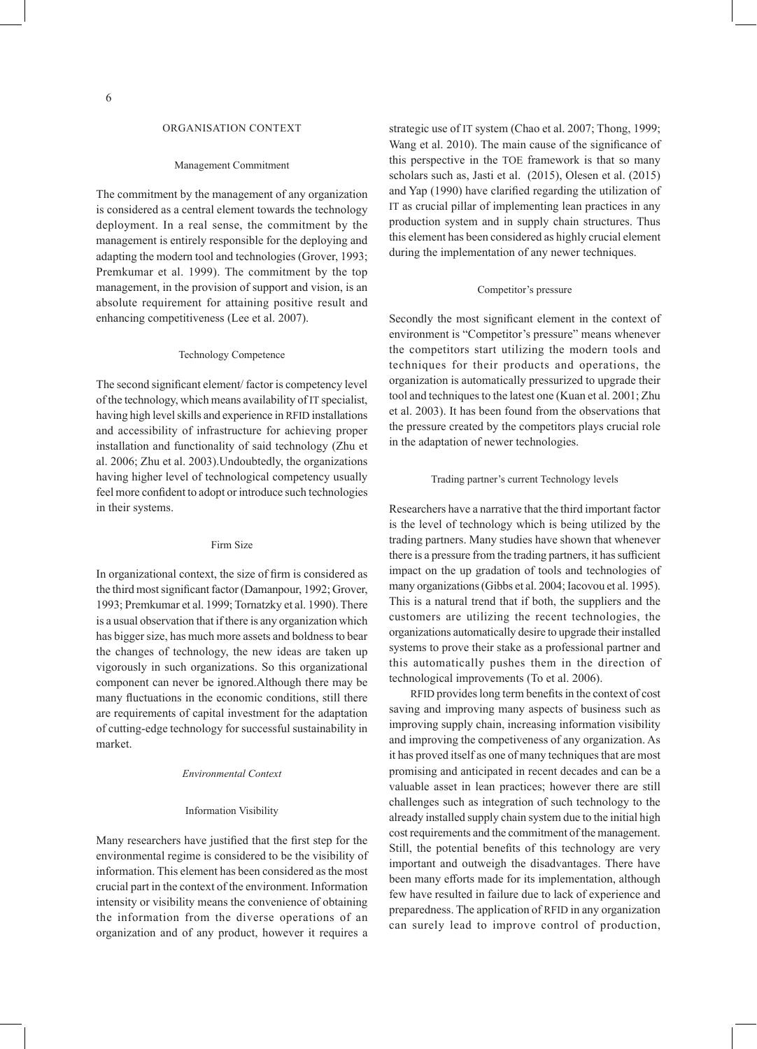## ORGANISATION CONTEXT

### Management Commitment

The commitment by the management of any organization is considered as a central element towards the technology deployment. In a real sense, the commitment by the management is entirely responsible for the deploying and adapting the modern tool and technologies (Grover, 1993; Premkumar et al. 1999). The commitment by the top management, in the provision of support and vision, is an absolute requirement for attaining positive result and enhancing competitiveness (Lee et al. 2007).

### Technology Competence

The second significant element/ factor is competency level of the technology, which means availability of IT specialist, having high level skills and experience in RFID installations and accessibility of infrastructure for achieving proper installation and functionality of said technology (Zhu et al. 2006; Zhu et al. 2003).Undoubtedly, the organizations having higher level of technological competency usually feel more confident to adopt or introduce such technologies in their systems.

### Firm Size

In organizational context, the size of firm is considered as the third most significant factor (Damanpour, 1992; Grover, 1993; Premkumar et al. 1999; Tornatzky et al. 1990). There is a usual observation that if there is any organization which has bigger size, has much more assets and boldness to bear the changes of technology, the new ideas are taken up vigorously in such organizations. So this organizational component can never be ignored.Although there may be many fluctuations in the economic conditions, still there are requirements of capital investment for the adaptation of cutting-edge technology for successful sustainability in market.

## *Environmental Context*

### Information Visibility

Many researchers have justified that the first step for the environmental regime is considered to be the visibility of information. This element has been considered as the most crucial part in the context of the environment. Information intensity or visibility means the convenience of obtaining the information from the diverse operations of an organization and of any product, however it requires a strategic use of IT system (Chao et al. 2007; Thong, 1999; Wang et al. 2010). The main cause of the significance of this perspective in the TOE framework is that so many scholars such as, Jasti et al. (2015), Olesen et al. (2015) and Yap (1990) have clarified regarding the utilization of IT as crucial pillar of implementing lean practices in any production system and in supply chain structures. Thus this element has been considered as highly crucial element during the implementation of any newer techniques.

### Competitor's pressure

Secondly the most significant element in the context of environment is "Competitor's pressure" means whenever the competitors start utilizing the modern tools and techniques for their products and operations, the organization is automatically pressurized to upgrade their tool and techniques to the latest one (Kuan et al. 2001; Zhu et al. 2003). It has been found from the observations that the pressure created by the competitors plays crucial role in the adaptation of newer technologies.

### Trading partner's current Technology levels

Researchers have a narrative that the third important factor is the level of technology which is being utilized by the trading partners. Many studies have shown that whenever there is a pressure from the trading partners, it has sufficient impact on the up gradation of tools and technologies of many organizations (Gibbs et al. 2004; Iacovou et al. 1995). This is a natural trend that if both, the suppliers and the customers are utilizing the recent technologies, the organizations automatically desire to upgrade their installed systems to prove their stake as a professional partner and this automatically pushes them in the direction of technological improvements (To et al. 2006).

RFID provides long term benefits in the context of cost saving and improving many aspects of business such as improving supply chain, increasing information visibility and improving the competiveness of any organization. As it has proved itself as one of many techniques that are most promising and anticipated in recent decades and can be a valuable asset in lean practices; however there are still challenges such as integration of such technology to the already installed supply chain system due to the initial high cost requirements and the commitment of the management. Still, the potential benefits of this technology are very important and outweigh the disadvantages. There have been many efforts made for its implementation, although few have resulted in failure due to lack of experience and preparedness. The application of RFID in any organization can surely lead to improve control of production,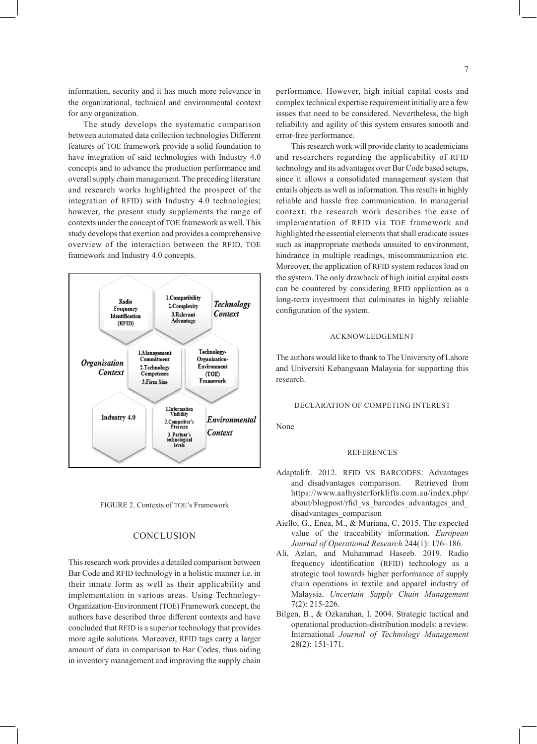information, security and it has much more relevance in the organizational, technical and environmental context for any organization.

The study develops the systematic comparison between automated data collection technologies Different features of TOE framework provide a solid foundation to have integration of said technologies with Industry 4.0 concepts and to advance the production performance and overall supply chain management. The preceding literature and research works highlighted the prospect of the integration of RFID) with Industry 4.0 technologies; however, the present study supplements the range of contexts under the concept of TOE framework as well. This study develops that exertion and provides a comprehensive overview of the interaction between the RFID, TOE framework and Industry 4.0 concepts.

Radio Frequency Identification (RFID)

1.Compatibility
2.Complexity
3.Relevant Advantage

*Technology Context*

*Organisation Context*

1.Management Commitment
2.Technology Competence
3.Firm Size

Technology-Organization-Environment (TOE) Framework

Industry 4.0

1.Information Visibility
2.Competitor's Pressure
3. Partner's technological levels

*Environmental Context*

FIGURE 2. Contexts of TOE's Framework

## CONCLUSION

This research work provides a detailed comparison between Bar Code and RFID technology in a holistic manner i.e. in their innate form as well as their applicability and implementation in various areas. Using Technology-Organization-Environment (TOE) Framework concept, the authors have described three different contexts and have concluded that RFID is a superior technology that provides more agile solutions. Moreover, RFID tags carry a larger amount of data in comparison to Bar Codes, thus aiding in inventory management and improving the supply chain performance. However, high initial capital costs and complex technical expertise requirement initially are a few issues that need to be considered. Nevertheless, the high reliability and agility of this system ensures smooth and error-free performance.

This research work will provide clarity to academicians and researchers regarding the applicability of RFID technology and its advantages over Bar Code based setups, since it allows a consolidated management system that entails objects as well as information. This results in highly reliable and hassle free communication. In managerial context, the research work describes the ease of implementation of RFID via TOE framework and highlighted the essential elements that shall eradicate issues such as inappropriate methods unsuited to environment, hindrance in multiple readings, miscommunication etc. Moreover, the application of RFID system reduces load on the system. The only drawback of high initial capital costs can be countered by considering RFID application as a long-term investment that culminates in highly reliable configuration of the system.

## ACKNOWLEDGEMENT

The authors would like to thank to The University of Lahore and Universiti Kebangsaan Malaysia for supporting this research.

## DECLARATION OF COMPETING INTEREST

None

## REFERENCES

Adaptalift. 2012. RFID VS BARCODES: Advantages and disadvantages comparison. Retrieved from https://www.aalhysterforklifts.com.au/index.php/about/blogpost/rfid_vs_barcodes_advantages_and_disadvantages_comparison

Aiello, G., Enea, M., & Muriana, C. 2015. The expected value of the traceability information. *European Journal of Operational Research* 244(1): 176–186.

Ali, Azlan, and Muhammad Haseeb. 2019. Radio frequency identification (RFID) technology as a strategic tool towards higher performance of supply chain operations in textile and apparel industry of Malaysia. *Uncertain Supply Chain Management* 7(2): 215-226.

Bilgen, B., & Ozkarahan, I. 2004. Strategic tactical and operational production-distribution models: a review. International *Journal of Technology Management* 28(2): 151-171.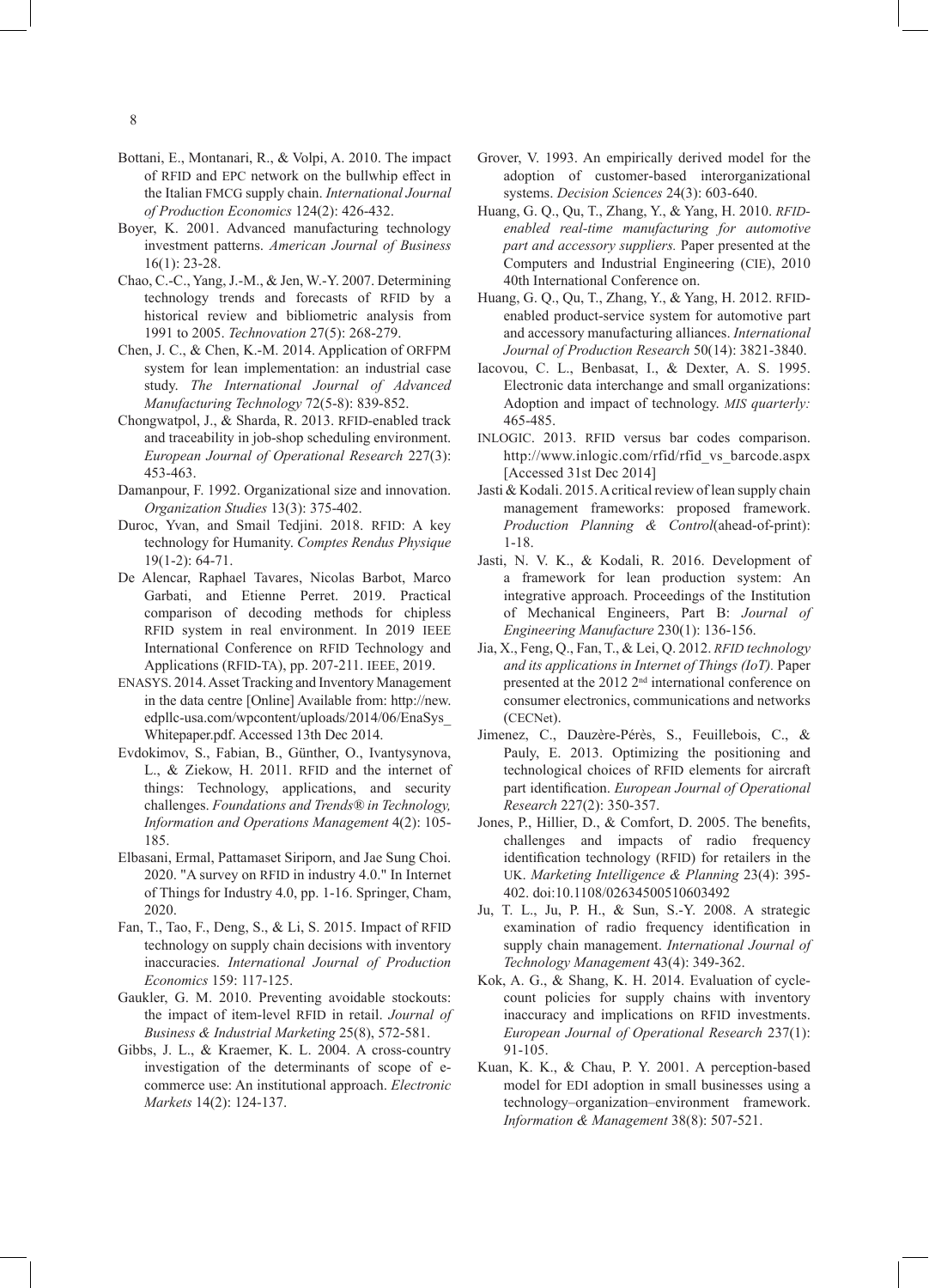Bottani, E., Montanari, R., & Volpi, A. 2010. The impact of RFID and EPC network on the bullwhip effect in the Italian FMCG supply chain. *International Journal of Production Economics* 124(2): 426-432.

Boyer, K. 2001. Advanced manufacturing technology investment patterns. *American Journal of Business* 16(1): 23-28.

Chao, C.-C., Yang, J.-M., & Jen, W.-Y. 2007. Determining technology trends and forecasts of RFID by a historical review and bibliometric analysis from 1991 to 2005. *Technovation* 27(5): 268-279.

Chen, J. C., & Chen, K.-M. 2014. Application of ORFPM system for lean implementation: an industrial case study. *The International Journal of Advanced Manufacturing Technology* 72(5-8): 839-852.

Chongwatpol, J., & Sharda, R. 2013. RFID-enabled track and traceability in job-shop scheduling environment. *European Journal of Operational Research* 227(3): 453-463.

Damanpour, F. 1992. Organizational size and innovation. *Organization Studies* 13(3): 375-402.

Duroc, Yvan, and Smail Tedjini. 2018. RFID: A key technology for Humanity. *Comptes Rendus Physique* 19(1-2): 64-71.

De Alencar, Raphael Tavares, Nicolas Barbot, Marco Garbati, and Etienne Perret. 2019. Practical comparison of decoding methods for chipless RFID system in real environment. In 2019 IEEE International Conference on RFID Technology and Applications (RFID-TA), pp. 207-211. IEEE, 2019.

ENASYS. 2014. Asset Tracking and Inventory Management in the data centre [Online] Available from: http://new.edpllc-usa.com/wpcontent/uploads/2014/06/EnaSys_Whitepaper.pdf. Accessed 13th Dec 2014.

Evdokimov, S., Fabian, B., Günther, O., Ivantysynova, L., & Ziekow, H. 2011. RFID and the internet of things: Technology, applications, and security challenges. *Foundations and Trends® in Technology, Information and Operations Management* 4(2): 105-185.

Elbasani, Ermal, Pattamaset Siriporn, and Jae Sung Choi. 2020. "A survey on RFID in industry 4.0." In Internet of Things for Industry 4.0, pp. 1-16. Springer, Cham, 2020.

Fan, T., Tao, F., Deng, S., & Li, S. 2015. Impact of RFID technology on supply chain decisions with inventory inaccuracies. *International Journal of Production Economics* 159: 117-125.

Gaukler, G. M. 2010. Preventing avoidable stockouts: the impact of item-level RFID in retail. *Journal of Business & Industrial Marketing* 25(8), 572-581.

Gibbs, J. L., & Kraemer, K. L. 2004. A cross-country investigation of the determinants of scope of e-commerce use: An institutional approach. *Electronic Markets* 14(2): 124-137.

Grover, V. 1993. An empirically derived model for the adoption of customer-based interorganizational systems. *Decision Sciences* 24(3): 603-640.

Huang, G. Q., Qu, T., Zhang, Y., & Yang, H. 2010. *RFID-enabled real-time manufacturing for automotive part and accessory suppliers.* Paper presented at the Computers and Industrial Engineering (CIE), 2010 40th International Conference on.

Huang, G. Q., Qu, T., Zhang, Y., & Yang, H. 2012. RFID-enabled product-service system for automotive part and accessory manufacturing alliances. *International Journal of Production Research* 50(14): 3821-3840.

Iacovou, C. L., Benbasat, I., & Dexter, A. S. 1995. Electronic data interchange and small organizations: Adoption and impact of technology. *MIS quarterly:* 465-485.

INLOGIC. 2013. RFID versus bar codes comparison. http://www.inlogic.com/rfid/rfid_vs_barcode.aspx [Accessed 31st Dec 2014]

Jasti & Kodali. 2015. A critical review of lean supply chain management frameworks: proposed framework. *Production Planning & Control*(ahead-of-print): 1-18.

Jasti, N. V. K., & Kodali, R. 2016. Development of a framework for lean production system: An integrative approach. Proceedings of the Institution of Mechanical Engineers, Part B: *Journal of Engineering Manufacture* 230(1): 136-156.

Jia, X., Feng, Q., Fan, T., & Lei, Q. 2012. *RFID technology and its applications in Internet of Things (IoT).* Paper presented at the 2012 2nd international conference on consumer electronics, communications and networks (CECNet).

Jimenez, C., Dauzère-Pérès, S., Feuillebois, C., & Pauly, E. 2013. Optimizing the positioning and technological choices of RFID elements for aircraft part identification. *European Journal of Operational Research* 227(2): 350-357.

Jones, P., Hillier, D., & Comfort, D. 2005. The benefits, challenges and impacts of radio frequency identification technology (RFID) for retailers in the UK. *Marketing Intelligence & Planning* 23(4): 395-402. doi:10.1108/02634500510603492

Ju, T. L., Ju, P. H., & Sun, S.-Y. 2008. A strategic examination of radio frequency identification in supply chain management. *International Journal of Technology Management* 43(4): 349-362.

Kok, A. G., & Shang, K. H. 2014. Evaluation of cycle-count policies for supply chains with inventory inaccuracy and implications on RFID investments. *European Journal of Operational Research* 237(1): 91-105.

Kuan, K. K., & Chau, P. Y. 2001. A perception-based model for EDI adoption in small businesses using a technology–organization–environment framework. *Information & Management* 38(8): 507-521.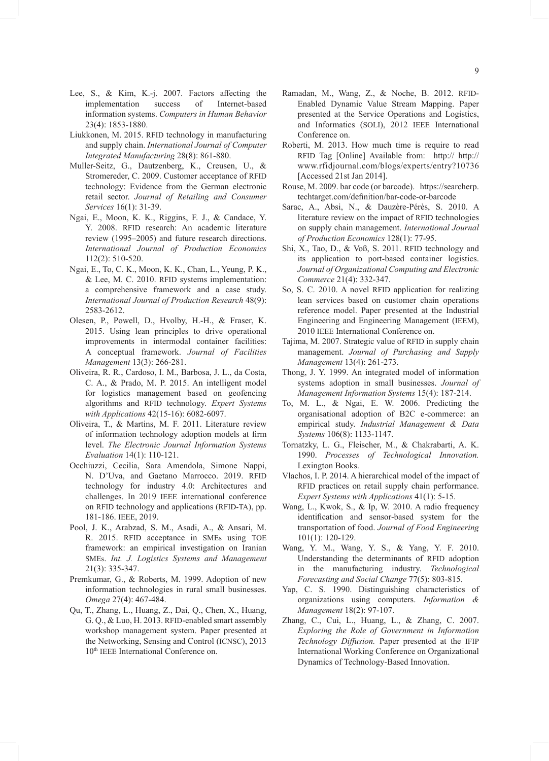Lee, S., & Kim, K.-j. 2007. Factors affecting the implementation success of Internet-based information systems. *Computers in Human Behavior* 23(4): 1853-1880.

Liukkonen, M. 2015. RFID technology in manufacturing and supply chain. *International Journal of Computer Integrated Manufacturing* 28(8): 861-880.

Muller-Seitz, G., Dautzenberg, K., Creusen, U., & Stromereder, C. 2009. Customer acceptance of RFID technology: Evidence from the German electronic retail sector. *Journal of Retailing and Consumer Services* 16(1): 31-39.

Ngai, E., Moon, K. K., Riggins, F. J., & Candace, Y. Y. 2008. RFID research: An academic literature review (1995–2005) and future research directions. *International Journal of Production Economics* 112(2): 510-520.

Ngai, E., To, C. K., Moon, K. K., Chan, L., Yeung, P. K., & Lee, M. C. 2010. RFID systems implementation: a comprehensive framework and a case study. *International Journal of Production Research* 48(9): 2583-2612.

Olesen, P., Powell, D., Hvolby, H.-H., & Fraser, K. 2015. Using lean principles to drive operational improvements in intermodal container facilities: A conceptual framework. *Journal of Facilities Management* 13(3): 266-281.

Oliveira, R. R., Cardoso, I. M., Barbosa, J. L., da Costa, C. A., & Prado, M. P. 2015. An intelligent model for logistics management based on geofencing algorithms and RFID technology. *Expert Systems with Applications* 42(15-16): 6082-6097.

Oliveira, T., & Martins, M. F. 2011. Literature review of information technology adoption models at firm level. *The Electronic Journal Information Systems Evaluation* 14(1): 110-121.

Occhiuzzi, Cecilia, Sara Amendola, Simone Nappi, N. D'Uva, and Gaetano Marrocco. 2019. RFID technology for industry 4.0: Architectures and challenges. In 2019 IEEE international conference on RFID technology and applications (RFID-TA), pp. 181-186. IEEE, 2019.

Pool, J. K., Arabzad, S. M., Asadi, A., & Ansari, M. R. 2015. RFID acceptance in SMEs using TOE framework: an empirical investigation on Iranian SMEs. *Int. J. Logistics Systems and Management* 21(3): 335-347.

Premkumar, G., & Roberts, M. 1999. Adoption of new information technologies in rural small businesses. *Omega* 27(4): 467-484.

Qu, T., Zhang, L., Huang, Z., Dai, Q., Chen, X., Huang, G. Q., & Luo, H. 2013. RFID-enabled smart assembly workshop management system. Paper presented at the Networking, Sensing and Control (ICNSC), 2013 10th IEEE International Conference on.

Ramadan, M., Wang, Z., & Noche, B. 2012. RFID-Enabled Dynamic Value Stream Mapping. Paper presented at the Service Operations and Logistics, and Informatics (SOLI), 2012 IEEE International Conference on.

Roberti, M. 2013. How much time is require to read RFID Tag [Online] Available from: http:// http://www.rfidjournal.com/blogs/experts/entry?10736 [Accessed 21st Jan 2014].

Rouse, M. 2009. bar code (or barcode). https://searcherp.techtarget.com/definition/bar-code-or-barcode

Sarac, A., Absi, N., & Dauzère-Pérès, S. 2010. A literature review on the impact of RFID technologies on supply chain management. *International Journal of Production Economics* 128(1): 77-95.

Shi, X., Tao, D., & Voß, S. 2011. RFID technology and its application to port-based container logistics. *Journal of Organizational Computing and Electronic Commerce* 21(4): 332-347.

So, S. C. 2010. A novel RFID application for realizing lean services based on customer chain operations reference model. Paper presented at the Industrial Engineering and Engineering Management (IEEM), 2010 IEEE International Conference on.

Tajima, M. 2007. Strategic value of RFID in supply chain management. *Journal of Purchasing and Supply Management* 13(4): 261-273.

Thong, J. Y. 1999. An integrated model of information systems adoption in small businesses. *Journal of Management Information Systems* 15(4): 187-214.

To, M. L., & Ngai, E. W. 2006. Predicting the organisational adoption of B2C e-commerce: an empirical study. *Industrial Management & Data Systems* 106(8): 1133-1147.

Tornatzky, L. G., Fleischer, M., & Chakrabarti, A. K. 1990. *Processes of Technological Innovation.* Lexington Books.

Vlachos, I. P. 2014. A hierarchical model of the impact of RFID practices on retail supply chain performance. *Expert Systems with Applications* 41(1): 5-15.

Wang, L., Kwok, S., & Ip, W. 2010. A radio frequency identification and sensor-based system for the transportation of food. *Journal of Food Engineering* 101(1): 120-129.

Wang, Y. M., Wang, Y. S., & Yang, Y. F. 2010. Understanding the determinants of RFID adoption in the manufacturing industry. *Technological Forecasting and Social Change* 77(5): 803-815.

Yap, C. S. 1990. Distinguishing characteristics of organizations using computers. *Information & Management* 18(2): 97-107.

Zhang, C., Cui, L., Huang, L., & Zhang, C. 2007. *Exploring the Role of Government in Information Technology Diffusion.* Paper presented at the IFIP International Working Conference on Organizational Dynamics of Technology-Based Innovation.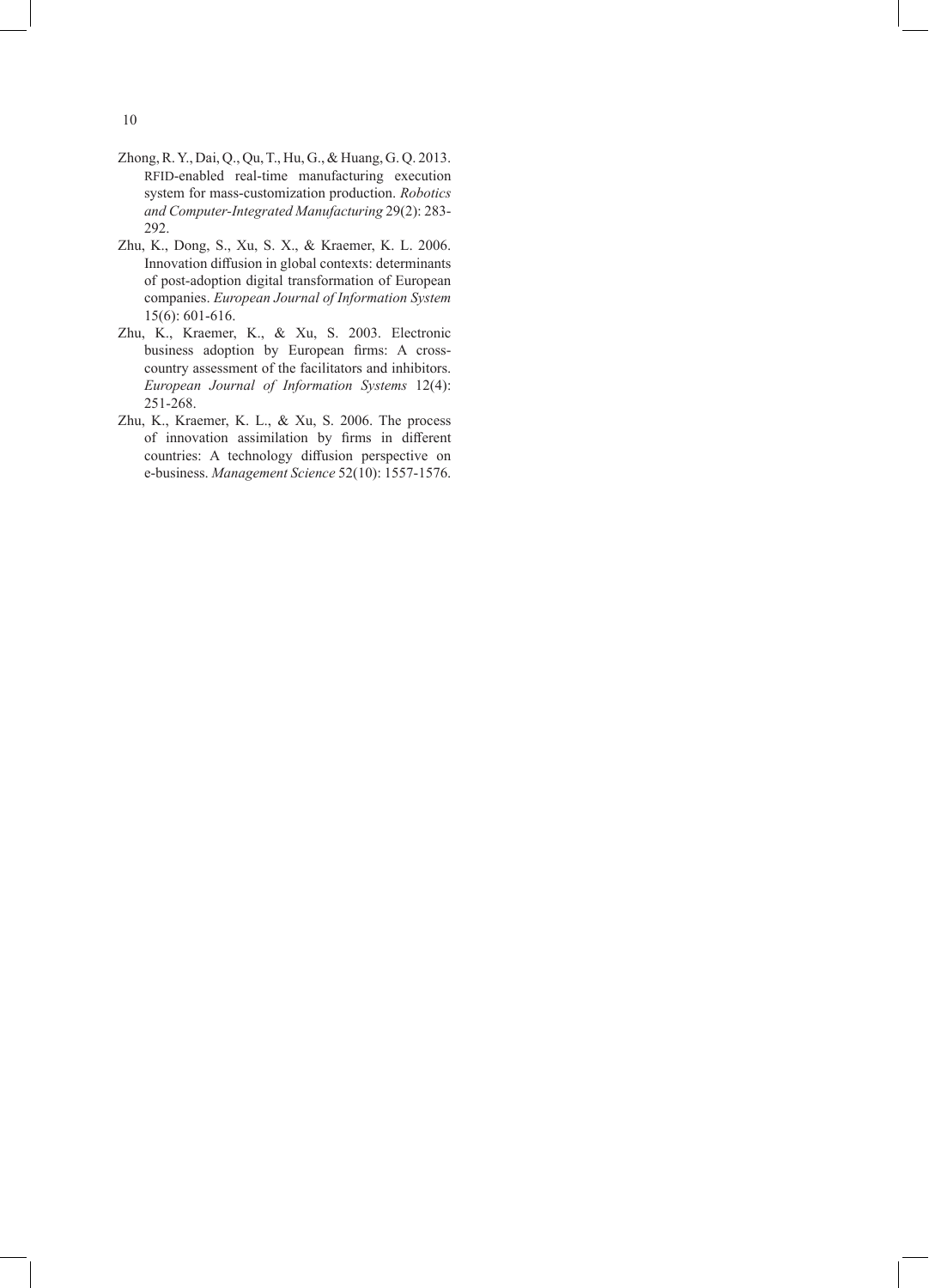Zhong, R. Y., Dai, Q., Qu, T., Hu, G., & Huang, G. Q. 2013. RFID-enabled real-time manufacturing execution system for mass-customization production. *Robotics and Computer-Integrated Manufacturing* 29(2): 283-292.

Zhu, K., Dong, S., Xu, S. X., & Kraemer, K. L. 2006. Innovation diffusion in global contexts: determinants of post-adoption digital transformation of European companies. *European Journal of Information System* 15(6): 601-616.

Zhu, K., Kraemer, K., & Xu, S. 2003. Electronic business adoption by European firms: A cross-country assessment of the facilitators and inhibitors. *European Journal of Information Systems* 12(4): 251-268.

Zhu, K., Kraemer, K. L., & Xu, S. 2006. The process of innovation assimilation by firms in different countries: A technology diffusion perspective on e-business. *Management Science* 52(10): 1557-1576.